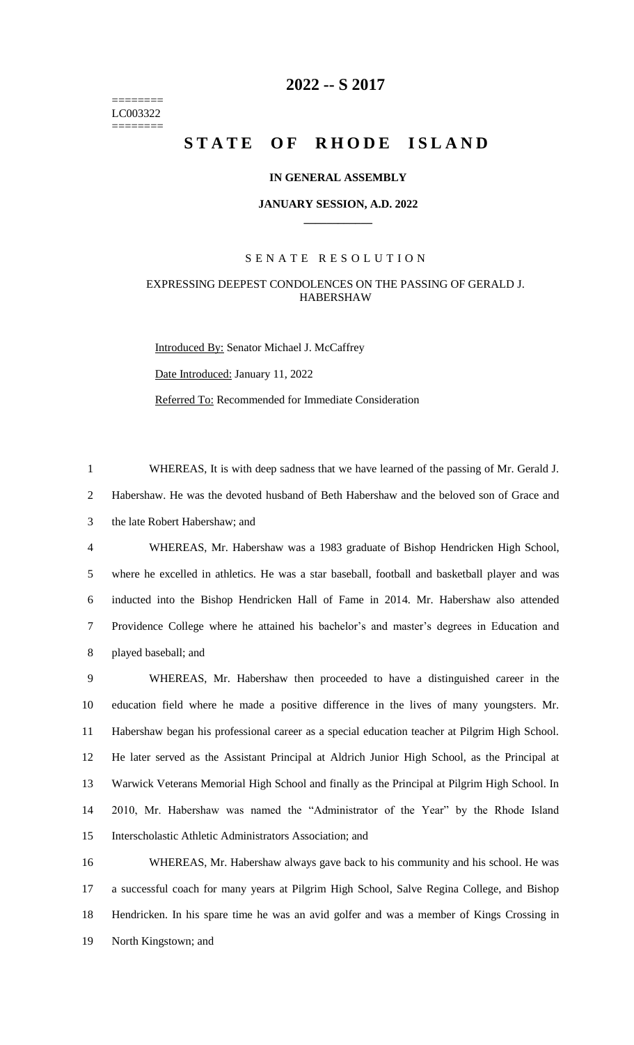# 2022 -- S 2017

========
LC003322
========

# STATE OF RHODE ISLAND

**IN GENERAL ASSEMBLY**

**JANUARY SESSION, A.D. 2022**

____________

SENATE RESOLUTION

EXPRESSING DEEPEST CONDOLENCES ON THE PASSING OF GERALD J. HABERSHAW

Introduced By: Senator Michael J. McCaffrey

Date Introduced: January 11, 2022

Referred To: Recommended for Immediate Consideration

1 WHEREAS, It is with deep sadness that we have learned of the passing of Mr. Gerald J.
2 Habershaw. He was the devoted husband of Beth Habershaw and the beloved son of Grace and
3 the late Robert Habershaw; and

4 WHEREAS, Mr. Habershaw was a 1983 graduate of Bishop Hendricken High School,
5 where he excelled in athletics. He was a star baseball, football and basketball player and was
6 inducted into the Bishop Hendricken Hall of Fame in 2014. Mr. Habershaw also attended
7 Providence College where he attained his bachelor's and master's degrees in Education and
8 played baseball; and

9 WHEREAS, Mr. Habershaw then proceeded to have a distinguished career in the
10 education field where he made a positive difference in the lives of many youngsters. Mr.
11 Habershaw began his professional career as a special education teacher at Pilgrim High School.
12 He later served as the Assistant Principal at Aldrich Junior High School, as the Principal at
13 Warwick Veterans Memorial High School and finally as the Principal at Pilgrim High School. In
14 2010, Mr. Habershaw was named the "Administrator of the Year" by the Rhode Island
15 Interscholastic Athletic Administrators Association; and

16 WHEREAS, Mr. Habershaw always gave back to his community and his school. He was
17 a successful coach for many years at Pilgrim High School, Salve Regina College, and Bishop
18 Hendricken. In his spare time he was an avid golfer and was a member of Kings Crossing in
19 North Kingstown; and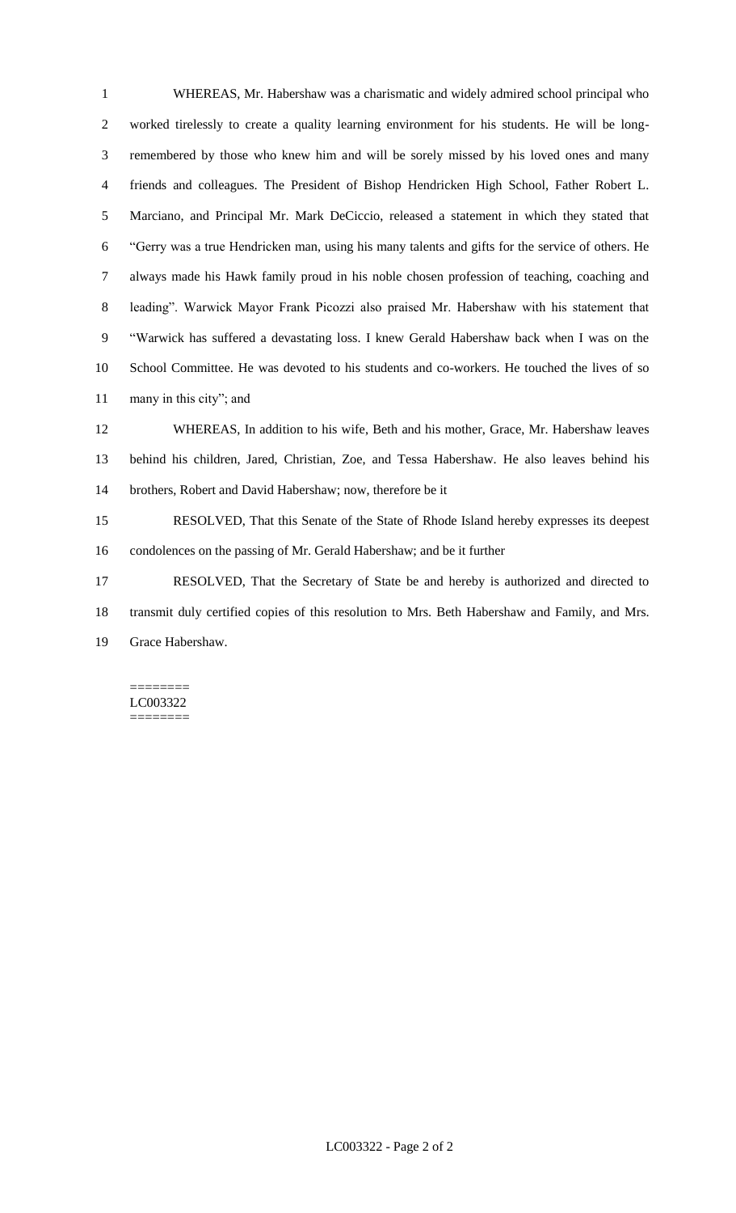WHEREAS, Mr. Habershaw was a charismatic and widely admired school principal who worked tirelessly to create a quality learning environment for his students. He will be long-remembered by those who knew him and will be sorely missed by his loved ones and many friends and colleagues. The President of Bishop Hendricken High School, Father Robert L. Marciano, and Principal Mr. Mark DeCiccio, released a statement in which they stated that "Gerry was a true Hendricken man, using his many talents and gifts for the service of others. He always made his Hawk family proud in his noble chosen profession of teaching, coaching and leading". Warwick Mayor Frank Picozzi also praised Mr. Habershaw with his statement that "Warwick has suffered a devastating loss. I knew Gerald Habershaw back when I was on the School Committee. He was devoted to his students and co-workers. He touched the lives of so many in this city"; and

WHEREAS, In addition to his wife, Beth and his mother, Grace, Mr. Habershaw leaves behind his children, Jared, Christian, Zoe, and Tessa Habershaw. He also leaves behind his brothers, Robert and David Habershaw; now, therefore be it

RESOLVED, That this Senate of the State of Rhode Island hereby expresses its deepest condolences on the passing of Mr. Gerald Habershaw; and be it further

RESOLVED, That the Secretary of State be and hereby is authorized and directed to transmit duly certified copies of this resolution to Mrs. Beth Habershaw and Family, and Mrs. Grace Habershaw.

========
LC003322
========